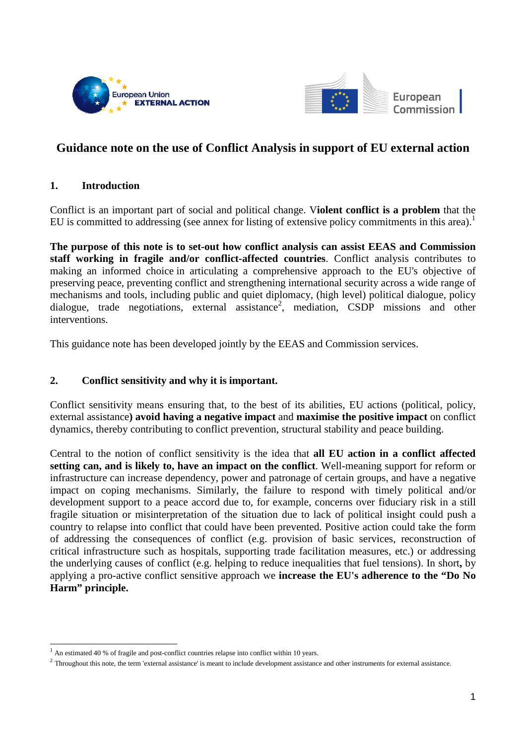# Guidance note on the use of Conflict Analysis in support of EU external action

## 1. Introduction

Conflict is an important part of social and political change. V**iolent conflict is a problem** that the EU is committed to addressing (see annex for listing of extensive policy commitments in this area).[1]

**The purpose of this note is to set-out how conflict analysis can assist EEAS and Commission staff working in fragile and/or conflict-affected countries**. Conflict analysis contributes to making an informed choice in articulating a comprehensive approach to the EU's objective of preserving peace, preventing conflict and strengthening international security across a wide range of mechanisms and tools, including public and quiet diplomacy, (high level) political dialogue, policy dialogue, trade negotiations, external assistance[2], mediation, CSDP missions and other interventions.

This guidance note has been developed jointly by the EEAS and Commission services.

## 2. Conflict sensitivity and why it is important.

Conflict sensitivity means ensuring that, to the best of its abilities, EU actions (political, policy, external assistance**) avoid having a negative impact** and **maximise the positive impact** on conflict dynamics, thereby contributing to conflict prevention, structural stability and peace building.

Central to the notion of conflict sensitivity is the idea that **all EU action in a conflict affected setting can, and is likely to, have an impact on the conflict**. Well-meaning support for reform or infrastructure can increase dependency, power and patronage of certain groups, and have a negative impact on coping mechanisms. Similarly, the failure to respond with timely political and/or development support to a peace accord due to, for example, concerns over fiduciary risk in a still fragile situation or misinterpretation of the situation due to lack of political insight could push a country to relapse into conflict that could have been prevented. Positive action could take the form of addressing the consequences of conflict (e.g. provision of basic services, reconstruction of critical infrastructure such as hospitals, supporting trade facilitation measures, etc.) or addressing the underlying causes of conflict (e.g. helping to reduce inequalities that fuel tensions). In short**,** by applying a pro-active conflict sensitive approach we **increase the EU's adherence to the "Do No Harm" principle.**

---

[1] An estimated 40 % of fragile and post-conflict countries relapse into conflict within 10 years.

[2] Throughout this note, the term 'external assistance' is meant to include development assistance and other instruments for external assistance.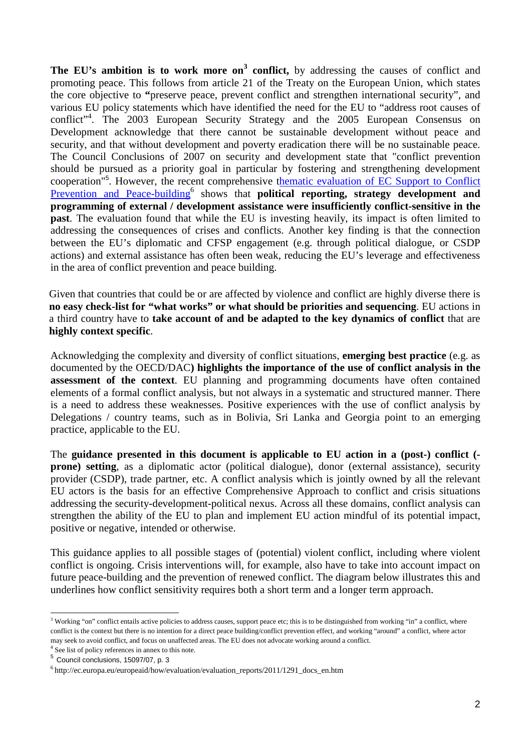**The EU's ambition is to work more on**[3] **conflict,** by addressing the causes of conflict and promoting peace. This follows from article 21 of the Treaty on the European Union, which states the core objective to **"**preserve peace, prevent conflict and strengthen international security", and various EU policy statements which have identified the need for the EU to "address root causes of conflict"[4]. The 2003 European Security Strategy and the 2005 European Consensus on Development acknowledge that there cannot be sustainable development without peace and security, and that without development and poverty eradication there will be no sustainable peace. The Council Conclusions of 2007 on security and development state that "conflict prevention should be pursued as a priority goal in particular by fostering and strengthening development cooperation"[5]. However, the recent comprehensive thematic evaluation of EC Support to Conflict Prevention and Peace-building[6] shows that **political reporting, strategy development and programming of external / development assistance were insufficiently conflict-sensitive in the past**. The evaluation found that while the EU is investing heavily, its impact is often limited to addressing the consequences of crises and conflicts. Another key finding is that the connection between the EU's diplomatic and CFSP engagement (e.g. through political dialogue, or CSDP actions) and external assistance has often been weak, reducing the EU's leverage and effectiveness in the area of conflict prevention and peace building.

Given that countries that could be or are affected by violence and conflict are highly diverse there is **no easy check-list for "what works" or what should be priorities and sequencing**. EU actions in a third country have to **take account of and be adapted to the key dynamics of conflict** that are **highly context specific**.

Acknowledging the complexity and diversity of conflict situations, **emerging best practice** (e.g. as documented by the OECD/DAC**) highlights the importance of the use of conflict analysis in the assessment of the context**. EU planning and programming documents have often contained elements of a formal conflict analysis, but not always in a systematic and structured manner. There is a need to address these weaknesses. Positive experiences with the use of conflict analysis by Delegations / country teams, such as in Bolivia, Sri Lanka and Georgia point to an emerging practice, applicable to the EU.

The **guidance presented in this document is applicable to EU action in a (post-) conflict (-prone) setting**, as a diplomatic actor (political dialogue), donor (external assistance), security provider (CSDP), trade partner, etc. A conflict analysis which is jointly owned by all the relevant EU actors is the basis for an effective Comprehensive Approach to conflict and crisis situations addressing the security-development-political nexus. Across all these domains, conflict analysis can strengthen the ability of the EU to plan and implement EU action mindful of its potential impact, positive or negative, intended or otherwise.

This guidance applies to all possible stages of (potential) violent conflict, including where violent conflict is ongoing. Crisis interventions will, for example, also have to take into account impact on future peace-building and the prevention of renewed conflict. The diagram below illustrates this and underlines how conflict sensitivity requires both a short term and a longer term approach.

---

[3] Working "on" conflict entails active policies to address causes, support peace etc; this is to be distinguished from working "in" a conflict, where conflict is the context but there is no intention for a direct peace building/conflict prevention effect, and working "around" a conflict, where actor may seek to avoid conflict, and focus on unaffected areas. The EU does not advocate working around a conflict.

[4] See list of policy references in annex to this note.

[5] Council conclusions, 15097/07, p. 3

[6] http://ec.europa.eu/europeaid/how/evaluation/evaluation_reports/2011/1291_docs_en.htm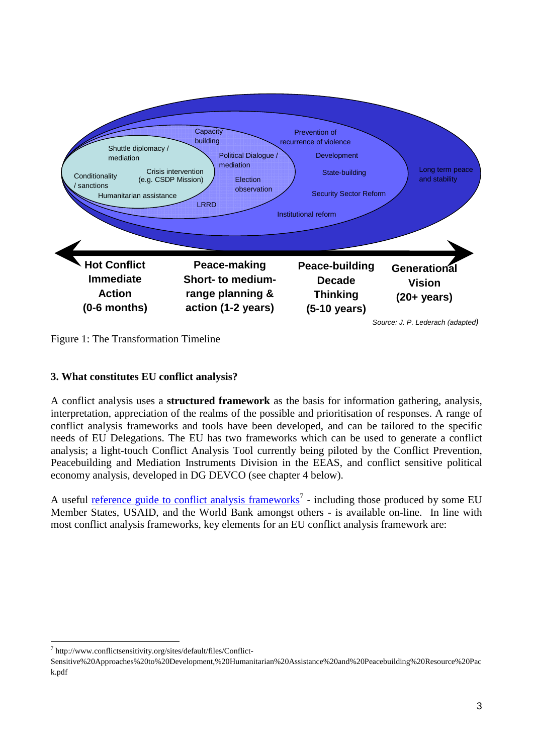Capacity building

Shuttle diplomacy / mediation

Political Dialogue / mediation

Prevention of recurrence of violence

Development

Conditionality / sanctions

Crisis intervention (e.g. CSDP Mission)

Election observation

State-building

Long term peace and stability

Humanitarian assistance

Security Sector Reform

LRRD

Institutional reform

| Hot Conflict Immediate Action (0-6 months) | Peace-making Short- to medium-range planning & action (1-2 years) | Peace-building Decade Thinking (5-10 years) | Generational Vision (20+ years) |
|---|---|---|---|

*Source: J. P. Lederach (adapted)*

Figure 1: The Transformation Timeline

### 3. What constitutes EU conflict analysis?

A conflict analysis uses a **structured framework** as the basis for information gathering, analysis, interpretation, appreciation of the realms of the possible and prioritisation of responses. A range of conflict analysis frameworks and tools have been developed, and can be tailored to the specific needs of EU Delegations. The EU has two frameworks which can be used to generate a conflict analysis; a light-touch Conflict Analysis Tool currently being piloted by the Conflict Prevention, Peacebuilding and Mediation Instruments Division in the EEAS, and conflict sensitive political economy analysis, developed in DG DEVCO (see chapter 4 below).

A useful reference guide to conflict analysis frameworks[7] - including those produced by some EU Member States, USAID, and the World Bank amongst others - is available on-line. In line with most conflict analysis frameworks, key elements for an EU conflict analysis framework are:

---

[7] http://www.conflictsensitivity.org/sites/default/files/Conflict-Sensitive%20Approaches%20to%20Development,%20Humanitarian%20Assistance%20and%20Peacebuilding%20Resource%20Pack.pdf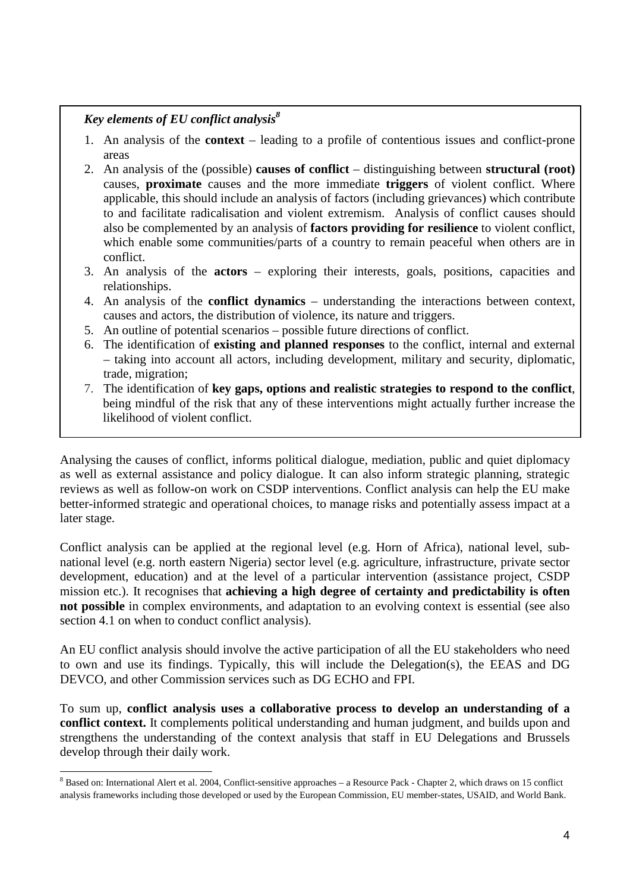***Key elements of EU conflict analysis***[8]

1. An analysis of the **context** – leading to a profile of contentious issues and conflict-prone areas
2. An analysis of the (possible) **causes of conflict** – distinguishing between **structural (root)** causes, **proximate** causes and the more immediate **triggers** of violent conflict. Where applicable, this should include an analysis of factors (including grievances) which contribute to and facilitate radicalisation and violent extremism. Analysis of conflict causes should also be complemented by an analysis of **factors providing for resilience** to violent conflict, which enable some communities/parts of a country to remain peaceful when others are in conflict.
3. An analysis of the **actors** – exploring their interests, goals, positions, capacities and relationships.
4. An analysis of the **conflict dynamics** – understanding the interactions between context, causes and actors, the distribution of violence, its nature and triggers.
5. An outline of potential scenarios – possible future directions of conflict.
6. The identification of **existing and planned responses** to the conflict, internal and external – taking into account all actors, including development, military and security, diplomatic, trade, migration;
7. The identification of **key gaps, options and realistic strategies to respond to the conflict**, being mindful of the risk that any of these interventions might actually further increase the likelihood of violent conflict.

Analysing the causes of conflict, informs political dialogue, mediation, public and quiet diplomacy as well as external assistance and policy dialogue. It can also inform strategic planning, strategic reviews as well as follow-on work on CSDP interventions. Conflict analysis can help the EU make better-informed strategic and operational choices, to manage risks and potentially assess impact at a later stage.

Conflict analysis can be applied at the regional level (e.g. Horn of Africa), national level, sub-national level (e.g. north eastern Nigeria) sector level (e.g. agriculture, infrastructure, private sector development, education) and at the level of a particular intervention (assistance project, CSDP mission etc.). It recognises that **achieving a high degree of certainty and predictability is often not possible** in complex environments, and adaptation to an evolving context is essential (see also section 4.1 on when to conduct conflict analysis).

An EU conflict analysis should involve the active participation of all the EU stakeholders who need to own and use its findings. Typically, this will include the Delegation(s), the EEAS and DG DEVCO, and other Commission services such as DG ECHO and FPI.

To sum up, **conflict analysis uses a collaborative process to develop an understanding of a conflict context.** It complements political understanding and human judgment, and builds upon and strengthens the understanding of the context analysis that staff in EU Delegations and Brussels develop through their daily work.

[8] Based on: International Alert et al. 2004, Conflict-sensitive approaches – a Resource Pack - Chapter 2, which draws on 15 conflict analysis frameworks including those developed or used by the European Commission, EU member-states, USAID, and World Bank.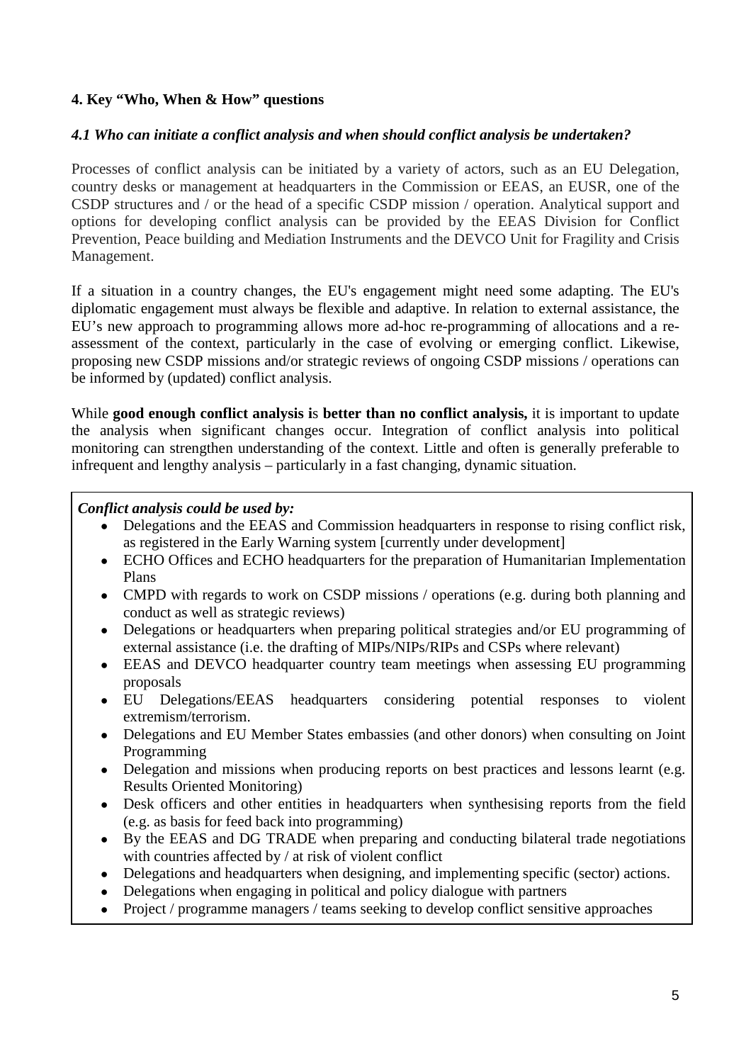## 4. Key "Who, When & How" questions

### *4.1 Who can initiate a conflict analysis and when should conflict analysis be undertaken?*

Processes of conflict analysis can be initiated by a variety of actors, such as an EU Delegation, country desks or management at headquarters in the Commission or EEAS, an EUSR, one of the CSDP structures and / or the head of a specific CSDP mission / operation. Analytical support and options for developing conflict analysis can be provided by the EEAS Division for Conflict Prevention, Peace building and Mediation Instruments and the DEVCO Unit for Fragility and Crisis Management.

If a situation in a country changes, the EU's engagement might need some adapting. The EU's diplomatic engagement must always be flexible and adaptive. In relation to external assistance, the EU's new approach to programming allows more ad-hoc re-programming of allocations and a re-assessment of the context, particularly in the case of evolving or emerging conflict. Likewise, proposing new CSDP missions and/or strategic reviews of ongoing CSDP missions / operations can be informed by (updated) conflict analysis.

While **good enough conflict analysis is better than no conflict analysis,** it is important to update the analysis when significant changes occur. Integration of conflict analysis into political monitoring can strengthen understanding of the context. Little and often is generally preferable to infrequent and lengthy analysis – particularly in a fast changing, dynamic situation.

***Conflict analysis could be used by:***

- Delegations and the EEAS and Commission headquarters in response to rising conflict risk, as registered in the Early Warning system [currently under development]
- ECHO Offices and ECHO headquarters for the preparation of Humanitarian Implementation Plans
- CMPD with regards to work on CSDP missions / operations (e.g. during both planning and conduct as well as strategic reviews)
- Delegations or headquarters when preparing political strategies and/or EU programming of external assistance (i.e. the drafting of MIPs/NIPs/RIPs and CSPs where relevant)
- EEAS and DEVCO headquarter country team meetings when assessing EU programming proposals
- EU Delegations/EEAS headquarters considering potential responses to violent extremism/terrorism.
- Delegations and EU Member States embassies (and other donors) when consulting on Joint Programming
- Delegation and missions when producing reports on best practices and lessons learnt (e.g. Results Oriented Monitoring)
- Desk officers and other entities in headquarters when synthesising reports from the field (e.g. as basis for feed back into programming)
- By the EEAS and DG TRADE when preparing and conducting bilateral trade negotiations with countries affected by / at risk of violent conflict
- Delegations and headquarters when designing, and implementing specific (sector) actions.
- Delegations when engaging in political and policy dialogue with partners
- Project / programme managers / teams seeking to develop conflict sensitive approaches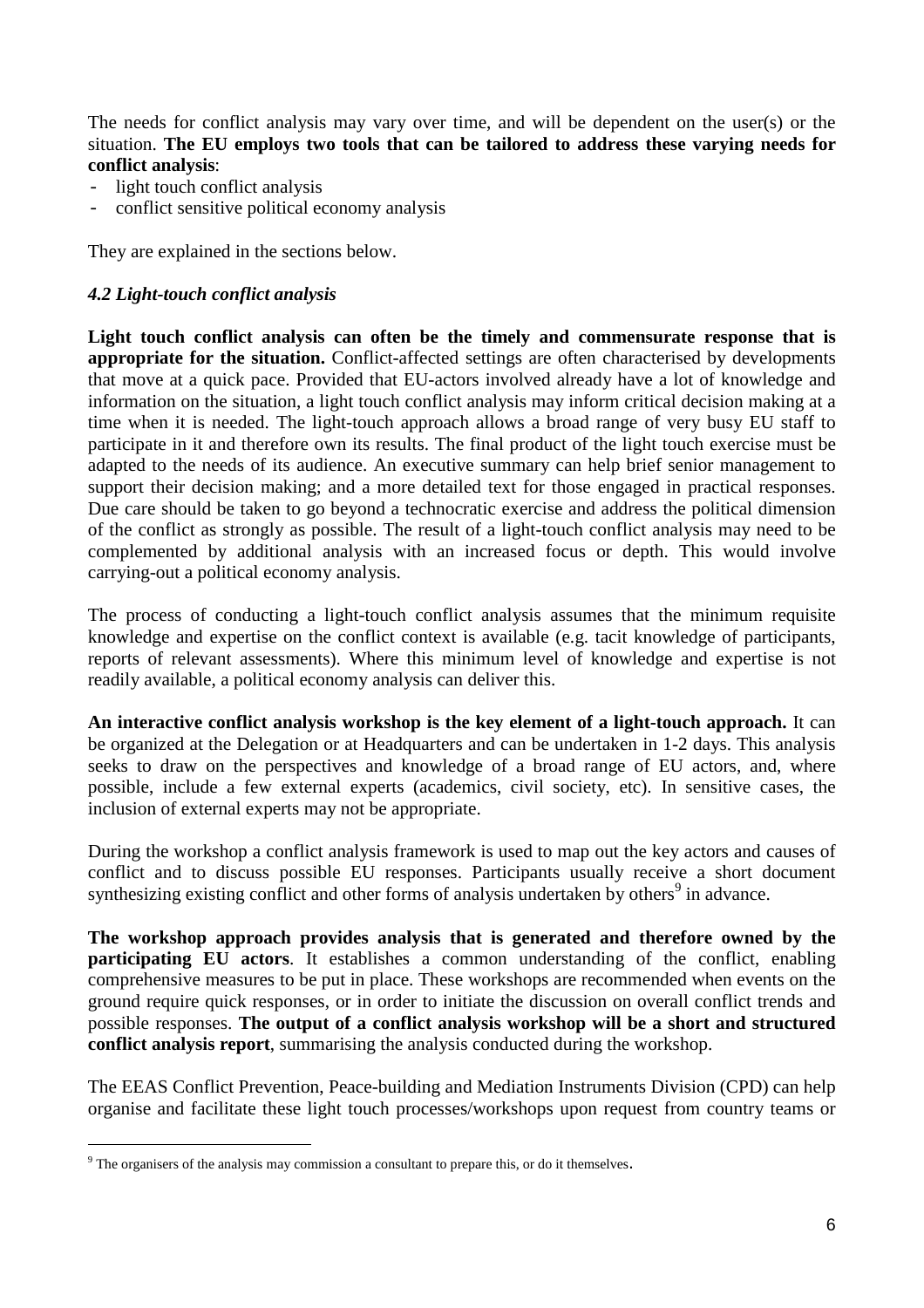The needs for conflict analysis may vary over time, and will be dependent on the user(s) or the situation. **The EU employs two tools that can be tailored to address these varying needs for conflict analysis**:

- light touch conflict analysis
- conflict sensitive political economy analysis

They are explained in the sections below.

### *4.2 Light-touch conflict analysis*

**Light touch conflict analysis can often be the timely and commensurate response that is appropriate for the situation.** Conflict-affected settings are often characterised by developments that move at a quick pace. Provided that EU-actors involved already have a lot of knowledge and information on the situation, a light touch conflict analysis may inform critical decision making at a time when it is needed. The light-touch approach allows a broad range of very busy EU staff to participate in it and therefore own its results. The final product of the light touch exercise must be adapted to the needs of its audience. An executive summary can help brief senior management to support their decision making; and a more detailed text for those engaged in practical responses. Due care should be taken to go beyond a technocratic exercise and address the political dimension of the conflict as strongly as possible. The result of a light-touch conflict analysis may need to be complemented by additional analysis with an increased focus or depth. This would involve carrying-out a political economy analysis.

The process of conducting a light-touch conflict analysis assumes that the minimum requisite knowledge and expertise on the conflict context is available (e.g. tacit knowledge of participants, reports of relevant assessments). Where this minimum level of knowledge and expertise is not readily available, a political economy analysis can deliver this.

**An interactive conflict analysis workshop is the key element of a light-touch approach.** It can be organized at the Delegation or at Headquarters and can be undertaken in 1-2 days. This analysis seeks to draw on the perspectives and knowledge of a broad range of EU actors, and, where possible, include a few external experts (academics, civil society, etc). In sensitive cases, the inclusion of external experts may not be appropriate.

During the workshop a conflict analysis framework is used to map out the key actors and causes of conflict and to discuss possible EU responses. Participants usually receive a short document synthesizing existing conflict and other forms of analysis undertaken by others[9] in advance.

**The workshop approach provides analysis that is generated and therefore owned by the participating EU actors**. It establishes a common understanding of the conflict, enabling comprehensive measures to be put in place. These workshops are recommended when events on the ground require quick responses, or in order to initiate the discussion on overall conflict trends and possible responses. **The output of a conflict analysis workshop will be a short and structured conflict analysis report**, summarising the analysis conducted during the workshop.

The EEAS Conflict Prevention, Peace-building and Mediation Instruments Division (CPD) can help organise and facilitate these light touch processes/workshops upon request from country teams or

[9] The organisers of the analysis may commission a consultant to prepare this, or do it themselves.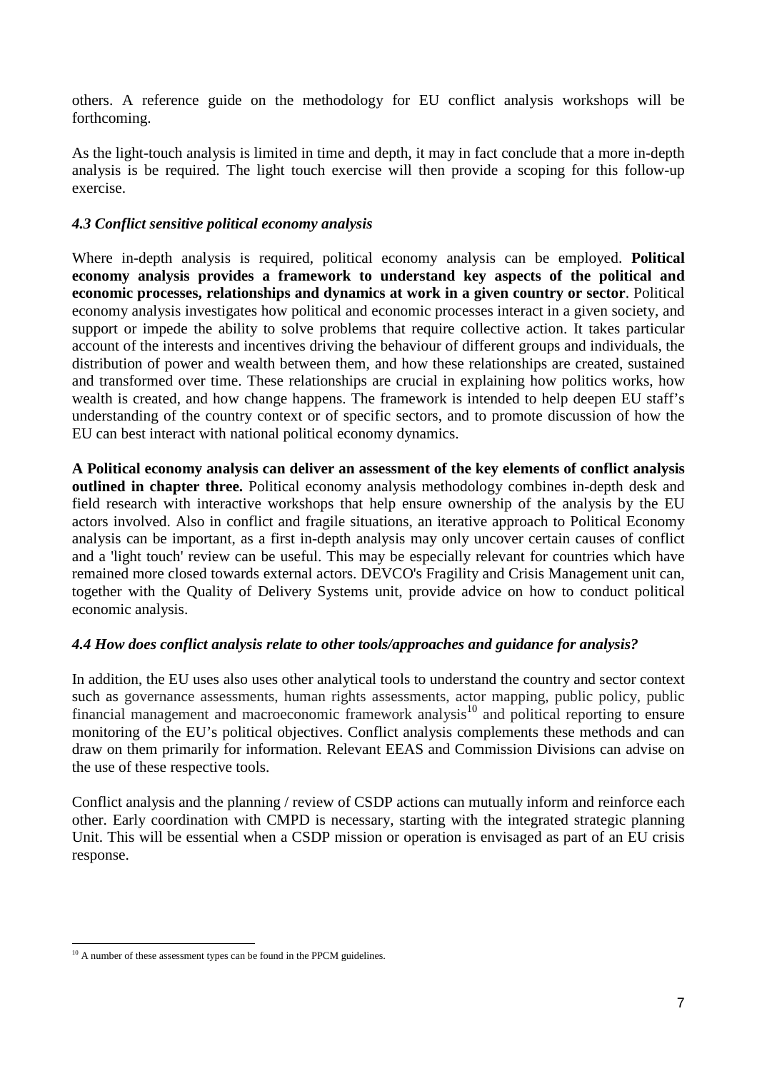others. A reference guide on the methodology for EU conflict analysis workshops will be forthcoming.

As the light-touch analysis is limited in time and depth, it may in fact conclude that a more in-depth analysis is be required. The light touch exercise will then provide a scoping for this follow-up exercise.

### *4.3 Conflict sensitive political economy analysis*

Where in-depth analysis is required, political economy analysis can be employed. **Political economy analysis provides a framework to understand key aspects of the political and economic processes, relationships and dynamics at work in a given country or sector**. Political economy analysis investigates how political and economic processes interact in a given society, and support or impede the ability to solve problems that require collective action. It takes particular account of the interests and incentives driving the behaviour of different groups and individuals, the distribution of power and wealth between them, and how these relationships are created, sustained and transformed over time. These relationships are crucial in explaining how politics works, how wealth is created, and how change happens. The framework is intended to help deepen EU staff's understanding of the country context or of specific sectors, and to promote discussion of how the EU can best interact with national political economy dynamics.

**A Political economy analysis can deliver an assessment of the key elements of conflict analysis outlined in chapter three.** Political economy analysis methodology combines in-depth desk and field research with interactive workshops that help ensure ownership of the analysis by the EU actors involved. Also in conflict and fragile situations, an iterative approach to Political Economy analysis can be important, as a first in-depth analysis may only uncover certain causes of conflict and a 'light touch' review can be useful. This may be especially relevant for countries which have remained more closed towards external actors. DEVCO's Fragility and Crisis Management unit can, together with the Quality of Delivery Systems unit, provide advice on how to conduct political economic analysis.

### *4.4 How does conflict analysis relate to other tools/approaches and guidance for analysis?*

In addition, the EU uses also uses other analytical tools to understand the country and sector context such as governance assessments, human rights assessments, actor mapping, public policy, public financial management and macroeconomic framework analysis[10] and political reporting to ensure monitoring of the EU's political objectives. Conflict analysis complements these methods and can draw on them primarily for information. Relevant EEAS and Commission Divisions can advise on the use of these respective tools.

Conflict analysis and the planning / review of CSDP actions can mutually inform and reinforce each other. Early coordination with CMPD is necessary, starting with the integrated strategic planning Unit. This will be essential when a CSDP mission or operation is envisaged as part of an EU crisis response.

---

[10] A number of these assessment types can be found in the PPCM guidelines.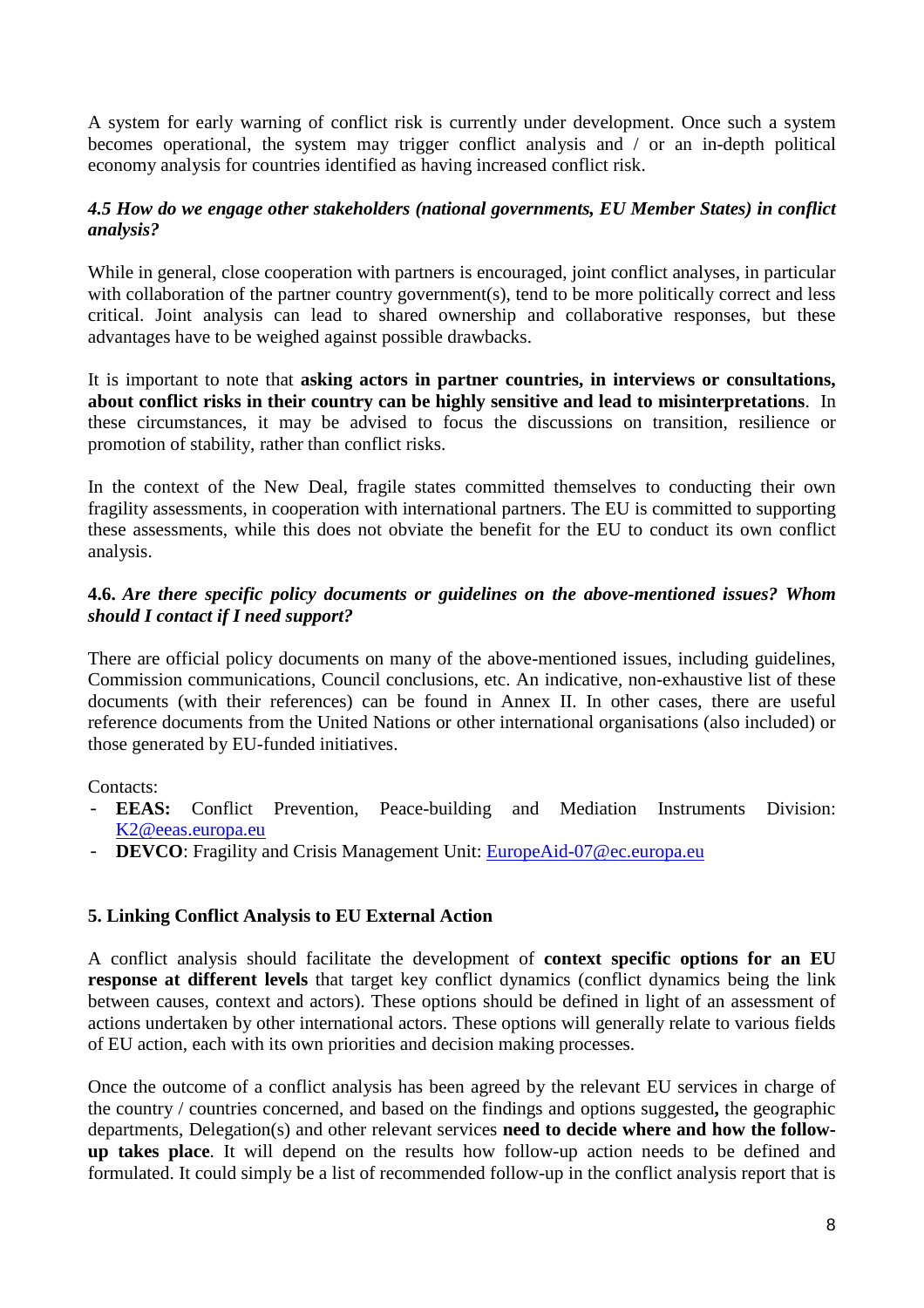A system for early warning of conflict risk is currently under development. Once such a system becomes operational, the system may trigger conflict analysis and / or an in-depth political economy analysis for countries identified as having increased conflict risk.

### *4.5 How do we engage other stakeholders (national governments, EU Member States) in conflict analysis?*

While in general, close cooperation with partners is encouraged, joint conflict analyses, in particular with collaboration of the partner country government(s), tend to be more politically correct and less critical. Joint analysis can lead to shared ownership and collaborative responses, but these advantages have to be weighed against possible drawbacks.

It is important to note that **asking actors in partner countries, in interviews or consultations, about conflict risks in their country can be highly sensitive and lead to misinterpretations**. In these circumstances, it may be advised to focus the discussions on transition, resilience or promotion of stability, rather than conflict risks.

In the context of the New Deal, fragile states committed themselves to conducting their own fragility assessments, in cooperation with international partners. The EU is committed to supporting these assessments, while this does not obviate the benefit for the EU to conduct its own conflict analysis.

### **4.6.** *Are there specific policy documents or guidelines on the above-mentioned issues? Whom should I contact if I need support?*

There are official policy documents on many of the above-mentioned issues, including guidelines, Commission communications, Council conclusions, etc. An indicative, non-exhaustive list of these documents (with their references) can be found in Annex II. In other cases, there are useful reference documents from the United Nations or other international organisations (also included) or those generated by EU-funded initiatives.

Contacts:
- **EEAS:** Conflict Prevention, Peace-building and Mediation Instruments Division: K2@eeas.europa.eu
- **DEVCO**: Fragility and Crisis Management Unit: EuropeAid-07@ec.europa.eu

## 5. Linking Conflict Analysis to EU External Action

A conflict analysis should facilitate the development of **context specific options for an EU response at different levels** that target key conflict dynamics (conflict dynamics being the link between causes, context and actors). These options should be defined in light of an assessment of actions undertaken by other international actors. These options will generally relate to various fields of EU action, each with its own priorities and decision making processes.

Once the outcome of a conflict analysis has been agreed by the relevant EU services in charge of the country / countries concerned, and based on the findings and options suggested**,** the geographic departments, Delegation(s) and other relevant services **need to decide where and how the follow-up takes place**. It will depend on the results how follow-up action needs to be defined and formulated. It could simply be a list of recommended follow-up in the conflict analysis report that is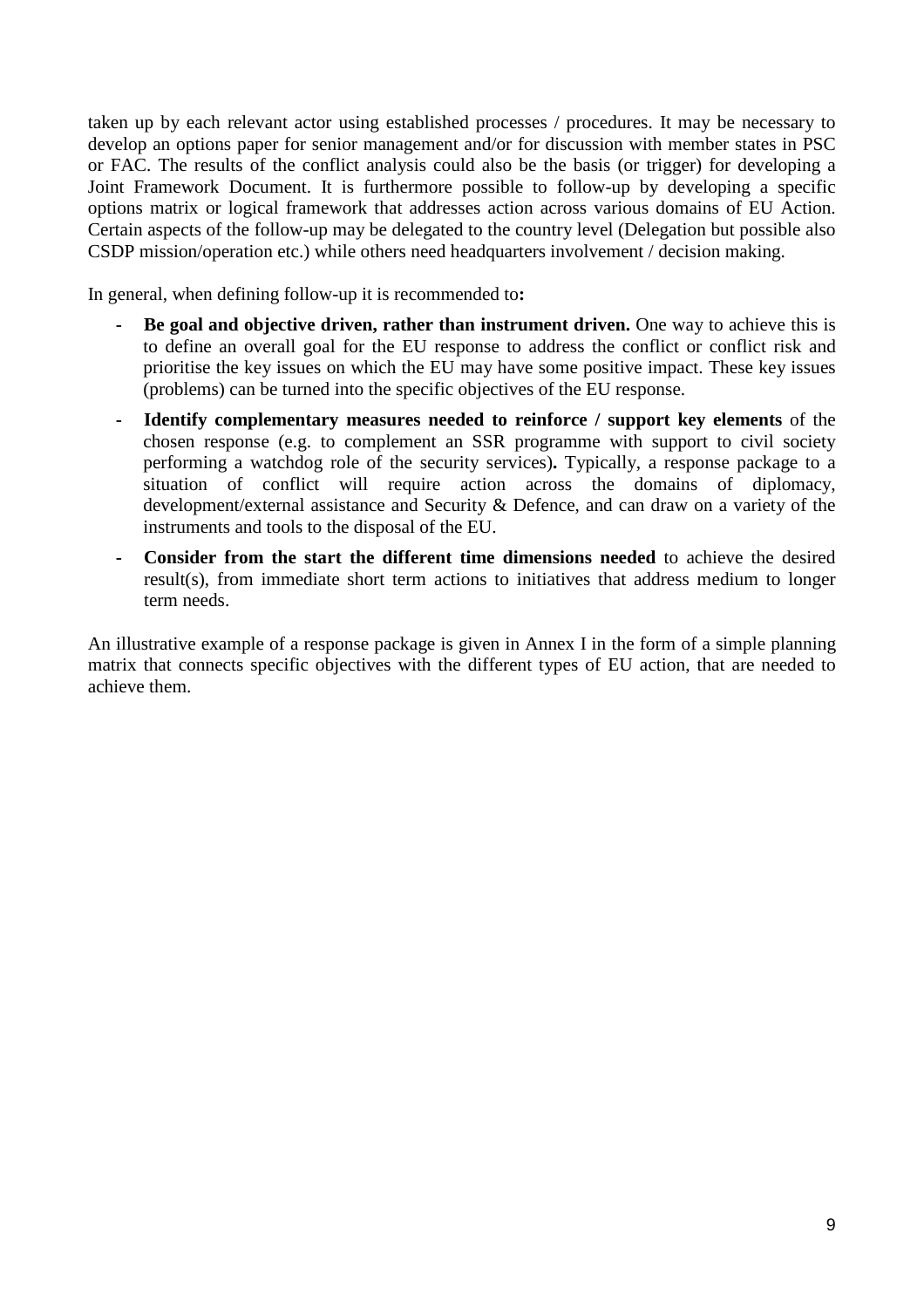taken up by each relevant actor using established processes / procedures. It may be necessary to develop an options paper for senior management and/or for discussion with member states in PSC or FAC. The results of the conflict analysis could also be the basis (or trigger) for developing a Joint Framework Document. It is furthermore possible to follow-up by developing a specific options matrix or logical framework that addresses action across various domains of EU Action. Certain aspects of the follow-up may be delegated to the country level (Delegation but possible also CSDP mission/operation etc.) while others need headquarters involvement / decision making.

In general, when defining follow-up it is recommended to**:**

- **Be goal and objective driven, rather than instrument driven.** One way to achieve this is to define an overall goal for the EU response to address the conflict or conflict risk and prioritise the key issues on which the EU may have some positive impact. These key issues (problems) can be turned into the specific objectives of the EU response.
- **Identify complementary measures needed to reinforce / support key elements** of the chosen response (e.g. to complement an SSR programme with support to civil society performing a watchdog role of the security services)**.** Typically, a response package to a situation of conflict will require action across the domains of diplomacy, development/external assistance and Security & Defence, and can draw on a variety of the instruments and tools to the disposal of the EU.
- **Consider from the start the different time dimensions needed** to achieve the desired result(s), from immediate short term actions to initiatives that address medium to longer term needs.

An illustrative example of a response package is given in Annex I in the form of a simple planning matrix that connects specific objectives with the different types of EU action, that are needed to achieve them.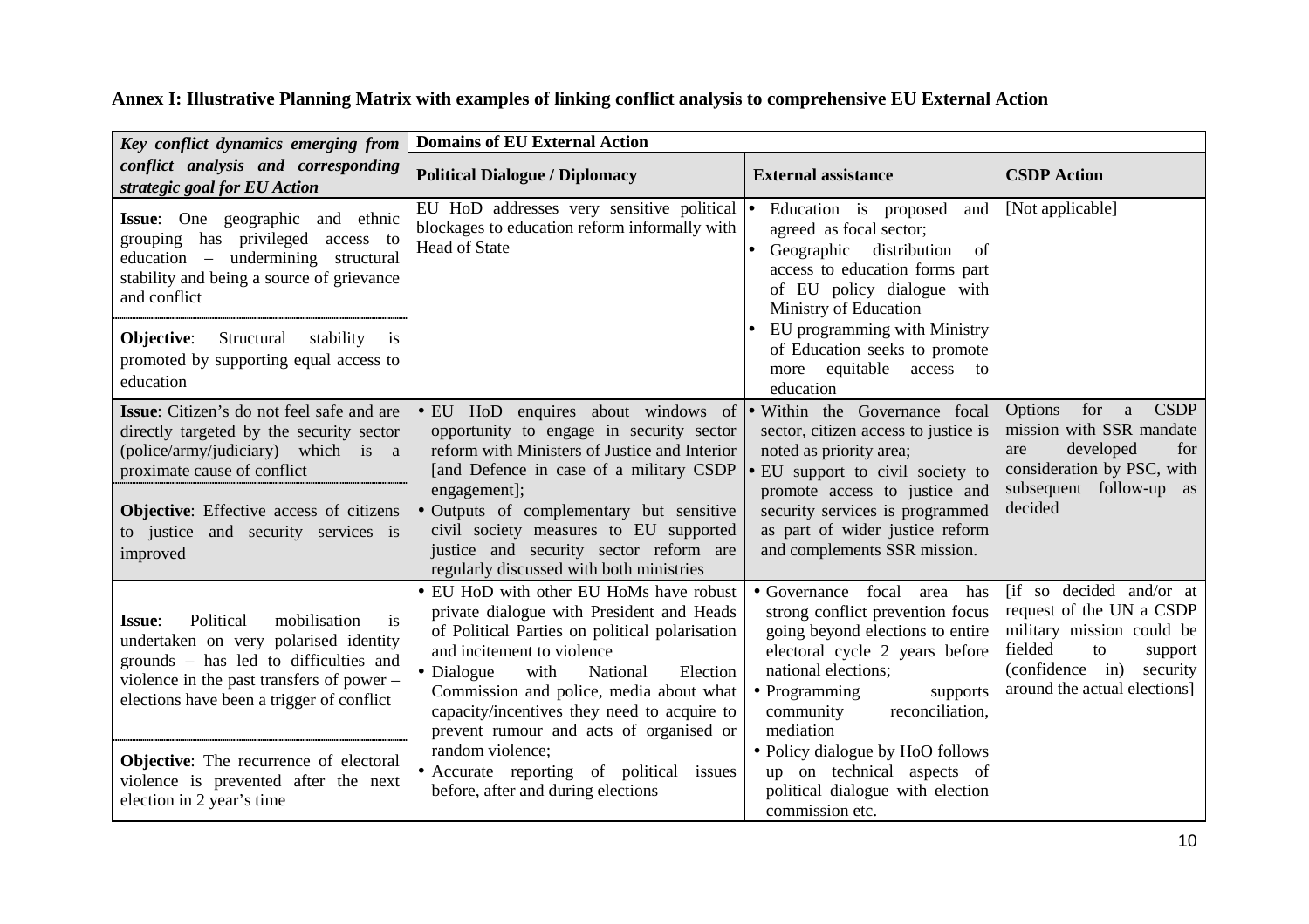**Annex I: Illustrative Planning Matrix with examples of linking conflict analysis to comprehensive EU External Action**

| *Key conflict dynamics emerging from conflict analysis and corresponding strategic goal for EU Action* | **Domains of EU External Action** | | |
|---|---|---|---|
| | **Political Dialogue / Diplomacy** | **External assistance** | **CSDP Action** |
| **Issue**: One geographic and ethnic grouping has privileged access to education – undermining structural stability and being a source of grievance and conflict<br><br>**Objective**: Structural stability is promoted by supporting equal access to education | EU HoD addresses very sensitive political blockages to education reform informally with Head of State | • Education is proposed and agreed as focal sector;<br>• Geographic distribution of access to education forms part of EU policy dialogue with Ministry of Education<br>• EU programming with Ministry of Education seeks to promote more equitable access to education | [Not applicable] |
| **Issue**: Citizen's do not feel safe and are directly targeted by the security sector (police/army/judiciary) which is a proximate cause of conflict<br><br>**Objective**: Effective access of citizens to justice and security services is improved | • EU HoD enquires about windows of opportunity to engage in security sector reform with Ministers of Justice and Interior [and Defence in case of a military CSDP engagement];<br>• Outputs of complementary but sensitive civil society measures to EU supported justice and security sector reform are regularly discussed with both ministries | • Within the Governance focal sector, citizen access to justice is noted as priority area;<br>• EU support to civil society to promote access to justice and security services is programmed as part of wider justice reform and complements SSR mission. | Options for a CSDP mission with SSR mandate are developed for consideration by PSC, with subsequent follow-up as decided |
| **Issue**: Political mobilisation is undertaken on very polarised identity grounds – has led to difficulties and violence in the past transfers of power – elections have been a trigger of conflict<br><br>**Objective**: The recurrence of electoral violence is prevented after the next election in 2 year's time | • EU HoD with other EU HoMs have robust private dialogue with President and Heads of Political Parties on political polarisation and incitement to violence<br>• Dialogue with National Election Commission and police, media about what capacity/incentives they need to acquire to prevent rumour and acts of organised or random violence;<br>• Accurate reporting of political issues before, after and during elections | • Governance focal area has strong conflict prevention focus going beyond elections to entire electoral cycle 2 years before national elections;<br>• Programming supports community reconciliation, mediation<br>• Policy dialogue by HoO follows up on technical aspects of political dialogue with election commission etc. | [if so decided and/or at request of the UN a CSDP military mission could be fielded to support (confidence in) security around the actual elections] |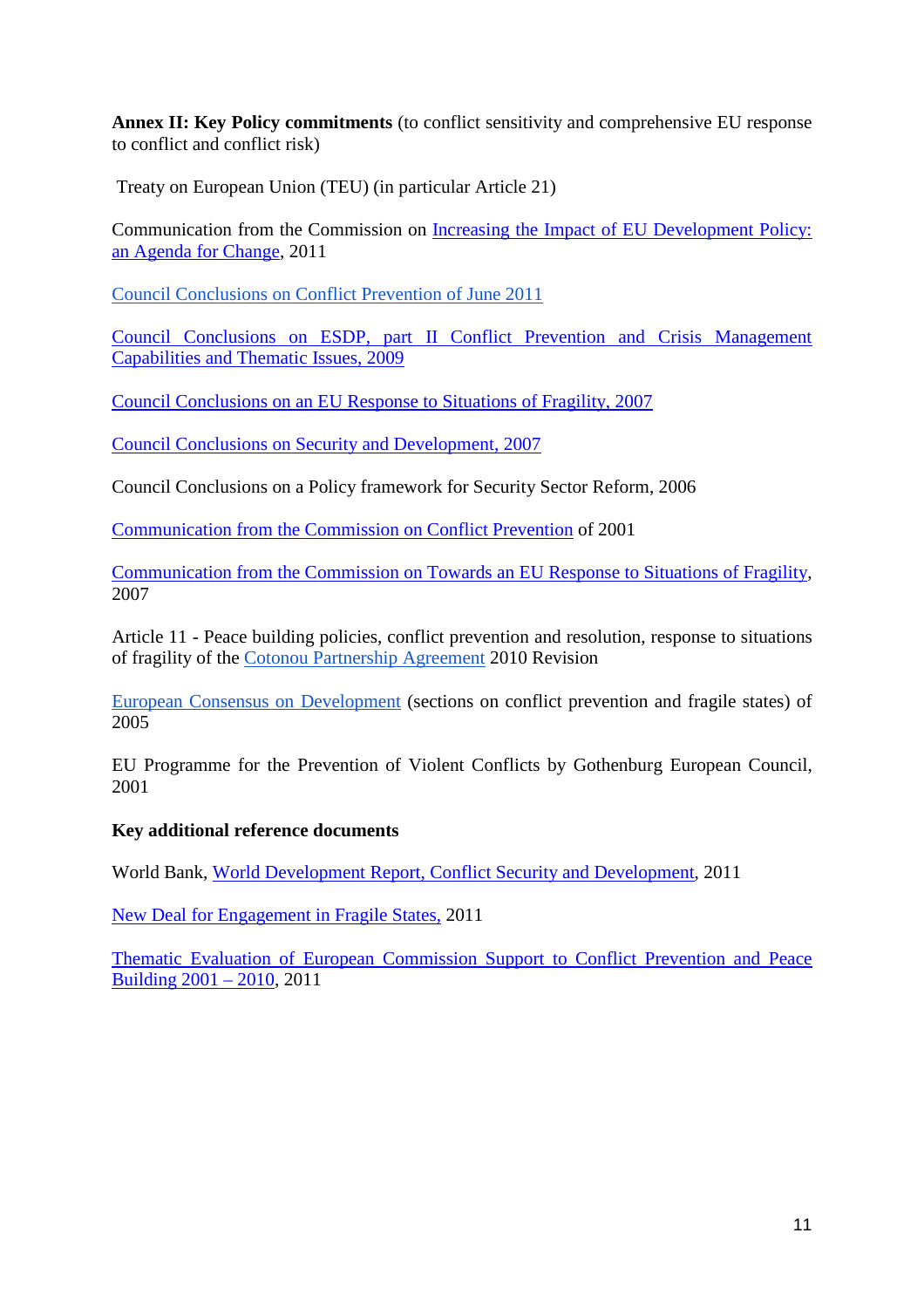**Annex II: Key Policy commitments** (to conflict sensitivity and comprehensive EU response to conflict and conflict risk)

Treaty on European Union (TEU) (in particular Article 21)

Communication from the Commission on Increasing the Impact of EU Development Policy: an Agenda for Change, 2011

Council Conclusions on Conflict Prevention of June 2011

Council Conclusions on ESDP, part II Conflict Prevention and Crisis Management Capabilities and Thematic Issues, 2009

Council Conclusions on an EU Response to Situations of Fragility, 2007

Council Conclusions on Security and Development, 2007

Council Conclusions on a Policy framework for Security Sector Reform, 2006

Communication from the Commission on Conflict Prevention of 2001

Communication from the Commission on Towards an EU Response to Situations of Fragility, 2007

Article 11 - Peace building policies, conflict prevention and resolution, response to situations of fragility of the Cotonou Partnership Agreement 2010 Revision

European Consensus on Development (sections on conflict prevention and fragile states) of 2005

EU Programme for the Prevention of Violent Conflicts by Gothenburg European Council, 2001

**Key additional reference documents**

World Bank, World Development Report, Conflict Security and Development, 2011

New Deal for Engagement in Fragile States, 2011

Thematic Evaluation of European Commission Support to Conflict Prevention and Peace Building 2001 – 2010, 2011